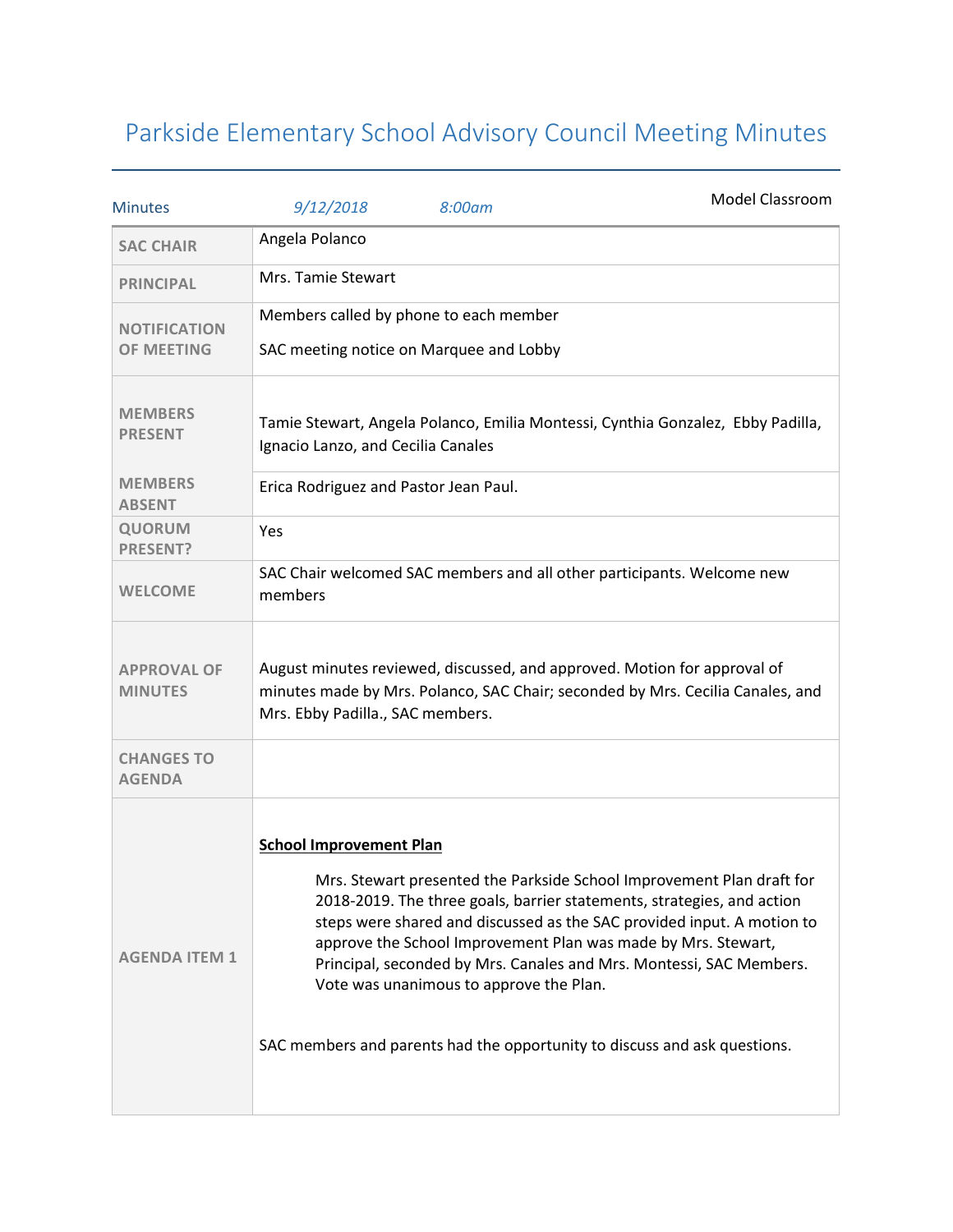# Parkside Elementary School Advisory Council Meeting Minutes

| Minutes | *9/12/2018* *8:00am* | Model Classroom |
|---|---|---|
| **SAC CHAIR** | Angela Polanco | |
| **PRINCIPAL** | Mrs. Tamie Stewart | |
| **NOTIFICATION OF MEETING** | Members called by phone to each member<br><br>SAC meeting notice on Marquee and Lobby | |
| **MEMBERS PRESENT** | Tamie Stewart, Angela Polanco, Emilia Montessi, Cynthia Gonzalez, Ebby Padilla, Ignacio Lanzo, and Cecilia Canales | |
| **MEMBERS ABSENT** | Erica Rodriguez and Pastor Jean Paul. | |
| **QUORUM PRESENT?** | Yes | |
| **WELCOME** | SAC Chair welcomed SAC members and all other participants. Welcome new members | |
| **APPROVAL OF MINUTES** | August minutes reviewed, discussed, and approved. Motion for approval of minutes made by Mrs. Polanco, SAC Chair; seconded by Mrs. Cecilia Canales, and Mrs. Ebby Padilla., SAC members. | |
| **CHANGES TO AGENDA** | | |
| **AGENDA ITEM 1** | **School Improvement Plan**<br><br>Mrs. Stewart presented the Parkside School Improvement Plan draft for 2018-2019. The three goals, barrier statements, strategies, and action steps were shared and discussed as the SAC provided input. A motion to approve the School Improvement Plan was made by Mrs. Stewart, Principal, seconded by Mrs. Canales and Mrs. Montessi, SAC Members. Vote was unanimous to approve the Plan.<br><br>SAC members and parents had the opportunity to discuss and ask questions. | |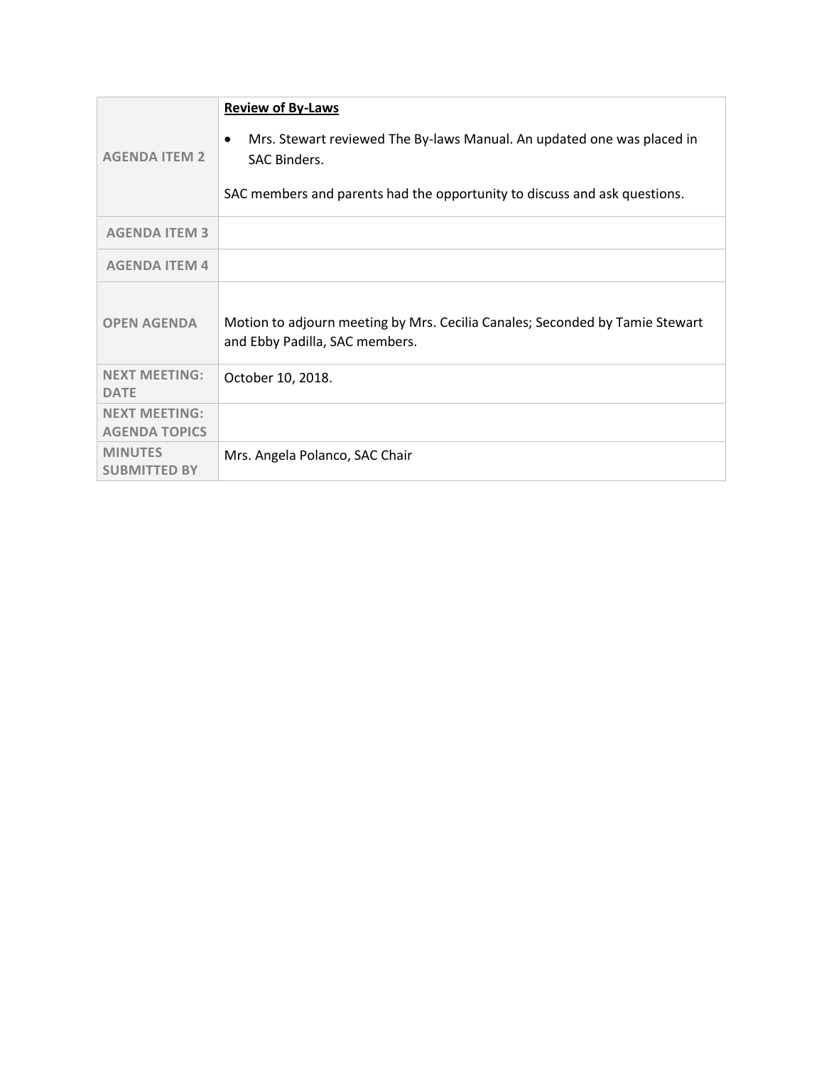| | |
|---|---|
| **AGENDA ITEM 2** | **Review of By-Laws**<br><br>• Mrs. Stewart reviewed The By-laws Manual. An updated one was placed in SAC Binders.<br><br>SAC members and parents had the opportunity to discuss and ask questions. |
| **AGENDA ITEM 3** | |
| **AGENDA ITEM 4** | |
| **OPEN AGENDA** | Motion to adjourn meeting by Mrs. Cecilia Canales; Seconded by Tamie Stewart and Ebby Padilla, SAC members. |
| **NEXT MEETING: DATE** | October 10, 2018. |
| **NEXT MEETING: AGENDA TOPICS** | |
| **MINUTES SUBMITTED BY** | Mrs. Angela Polanco, SAC Chair |